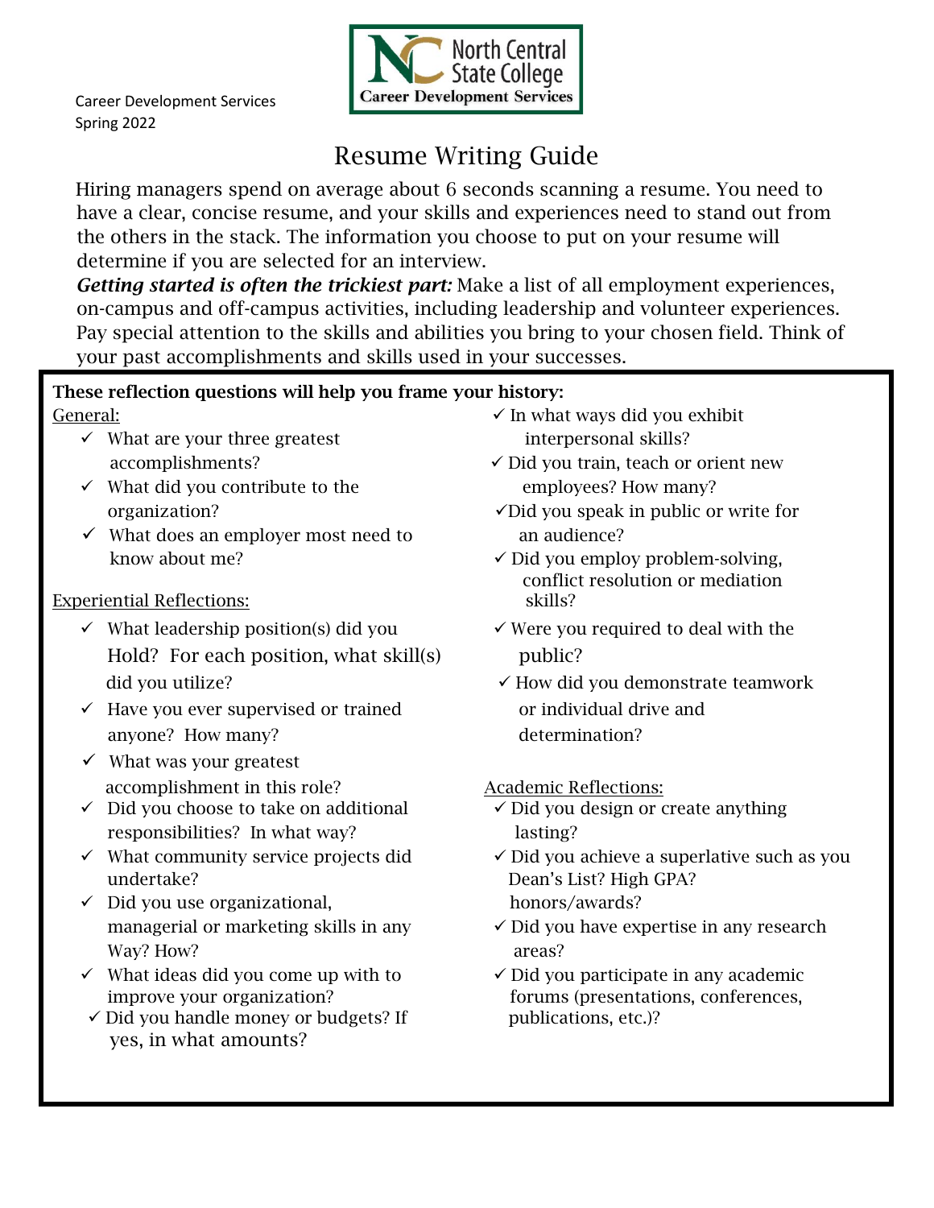Career Development Services
Spring 2022

North Central State College
Career Development Services

# Resume Writing Guide

Hiring managers spend on average about 6 seconds scanning a resume. You need to have a clear, concise resume, and your skills and experiences need to stand out from the others in the stack. The information you choose to put on your resume will determine if you are selected for an interview.

***Getting started is often the trickiest part:*** Make a list of all employment experiences, on-campus and off-campus activities, including leadership and volunteer experiences. Pay special attention to the skills and abilities you bring to your chosen field. Think of your past accomplishments and skills used in your successes.

**These reflection questions will help you frame your history:**

General:

- ✓ What are your three greatest accomplishments?
- ✓ What did you contribute to the organization?
- ✓ What does an employer most need to know about me?

Experiential Reflections:

- ✓ What leadership position(s) did you Hold? For each position, what skill(s) did you utilize?
- ✓ Have you ever supervised or trained anyone? How many?
- ✓ What was your greatest accomplishment in this role?
- ✓ Did you choose to take on additional responsibilities? In what way?
- ✓ What community service projects did undertake?
- ✓ Did you use organizational, managerial or marketing skills in any Way? How?
- ✓ What ideas did you come up with to improve your organization?
- ✓ Did you handle money or budgets? If yes, in what amounts?
- ✓ In what ways did you exhibit interpersonal skills?
- ✓ Did you train, teach or orient new employees? How many?
- ✓ Did you speak in public or write for an audience?
- ✓ Did you employ problem-solving, conflict resolution or mediation skills?
- ✓ Were you required to deal with the public?
- ✓ How did you demonstrate teamwork or individual drive and determination?

Academic Reflections:

- ✓ Did you design or create anything lasting?
- ✓ Did you achieve a superlative such as you Dean's List? High GPA? honors/awards?
- ✓ Did you have expertise in any research areas?
- ✓ Did you participate in any academic forums (presentations, conferences, publications, etc.)?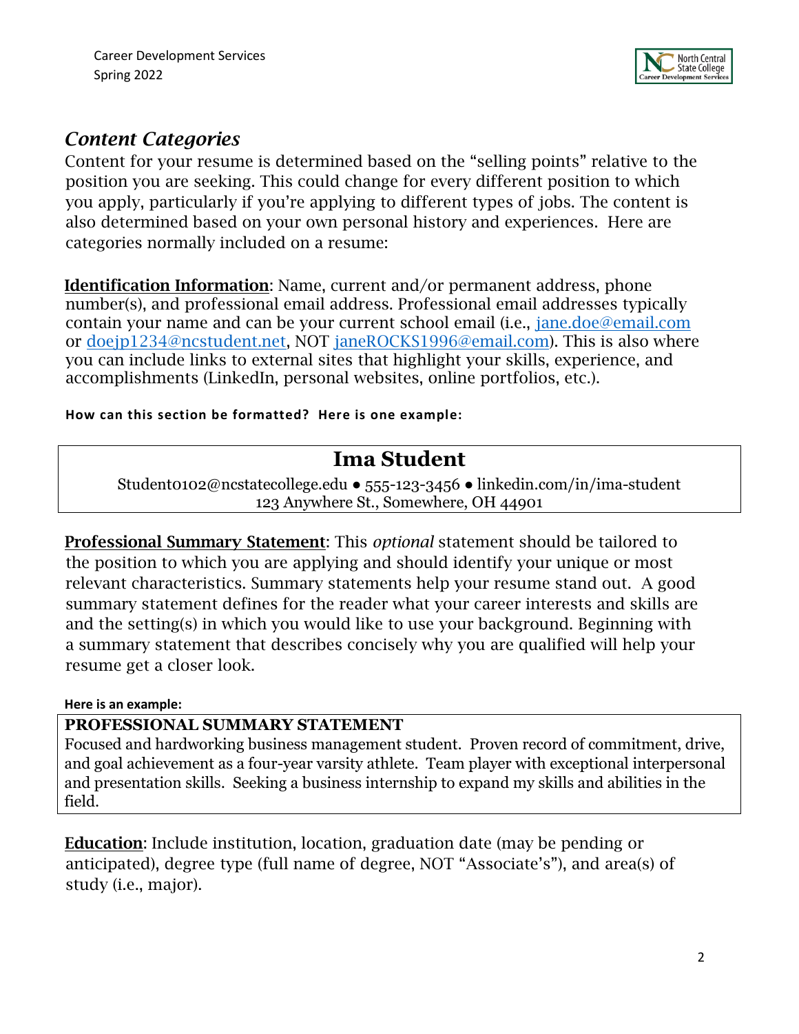## *Content Categories*

Content for your resume is determined based on the "selling points" relative to the position you are seeking. This could change for every different position to which you apply, particularly if you're applying to different types of jobs. The content is also determined based on your own personal history and experiences. Here are categories normally included on a resume:

**Identification Information**: Name, current and/or permanent address, phone number(s), and professional email address. Professional email addresses typically contain your name and can be your current school email (i.e., jane.doe@email.com or doejp1234@ncstudent.net, NOT janeROCKS1996@email.com). This is also where you can include links to external sites that highlight your skills, experience, and accomplishments (LinkedIn, personal websites, online portfolios, etc.).

**How can this section be formatted? Here is one example:**

> **Ima Student**
>
> Student0102@ncstatecollege.edu ● 555-123-3456 ● linkedin.com/in/ima-student
> 123 Anywhere St., Somewhere, OH 44901

**Professional Summary Statement**: This *optional* statement should be tailored to the position to which you are applying and should identify your unique or most relevant characteristics. Summary statements help your resume stand out. A good summary statement defines for the reader what your career interests and skills are and the setting(s) in which you would like to use your background. Beginning with a summary statement that describes concisely why you are qualified will help your resume get a closer look.

**Here is an example:**

> **PROFESSIONAL SUMMARY STATEMENT**
>
> Focused and hardworking business management student. Proven record of commitment, drive, and goal achievement as a four-year varsity athlete. Team player with exceptional interpersonal and presentation skills. Seeking a business internship to expand my skills and abilities in the field.

**Education**: Include institution, location, graduation date (may be pending or anticipated), degree type (full name of degree, NOT "Associate's"), and area(s) of study (i.e., major).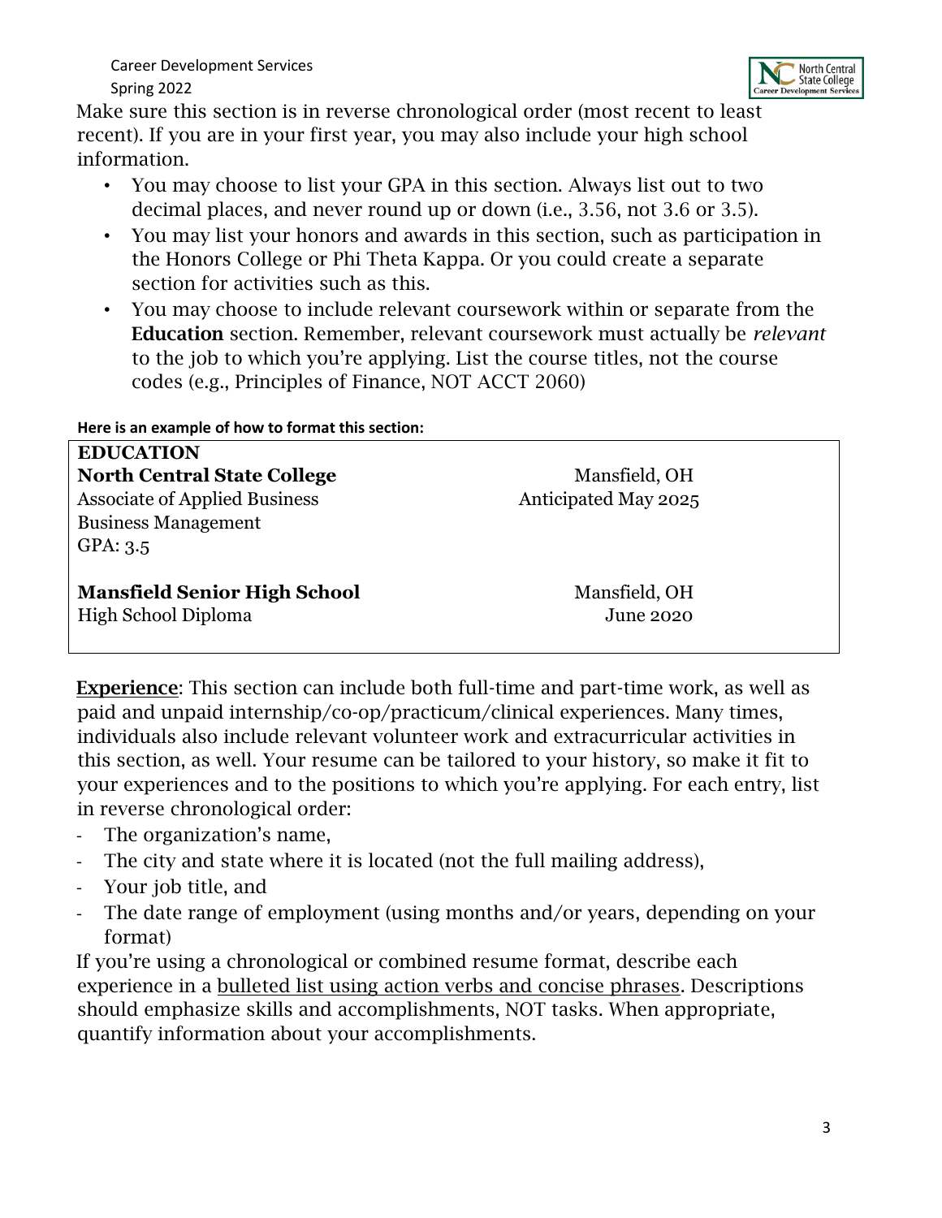Make sure this section is in reverse chronological order (most recent to least recent). If you are in your first year, you may also include your high school information.

- You may choose to list your GPA in this section. Always list out to two decimal places, and never round up or down (i.e., 3.56, not 3.6 or 3.5).
- You may list your honors and awards in this section, such as participation in the Honors College or Phi Theta Kappa. Or you could create a separate section for activities such as this.
- You may choose to include relevant coursework within or separate from the **Education** section. Remember, relevant coursework must actually be *relevant* to the job to which you're applying. List the course titles, not the course codes (e.g., Principles of Finance, NOT ACCT 2060)

**Here is an example of how to format this section:**

**EDUCATION**

**North Central State College** — Mansfield, OH
Associate of Applied Business — Anticipated May 2025
Business Management
GPA: 3.5

**Mansfield Senior High School** — Mansfield, OH
High School Diploma — June 2020

<u>**Experience**</u>: This section can include both full-time and part-time work, as well as paid and unpaid internship/co-op/practicum/clinical experiences. Many times, individuals also include relevant volunteer work and extracurricular activities in this section, as well. Your resume can be tailored to your history, so make it fit to your experiences and to the positions to which you're applying. For each entry, list in reverse chronological order:

- The organization's name,
- The city and state where it is located (not the full mailing address),
- Your job title, and
- The date range of employment (using months and/or years, depending on your format)

If you're using a chronological or combined resume format, describe each experience in a <u>bulleted list using action verbs and concise phrases</u>. Descriptions should emphasize skills and accomplishments, NOT tasks. When appropriate, quantify information about your accomplishments.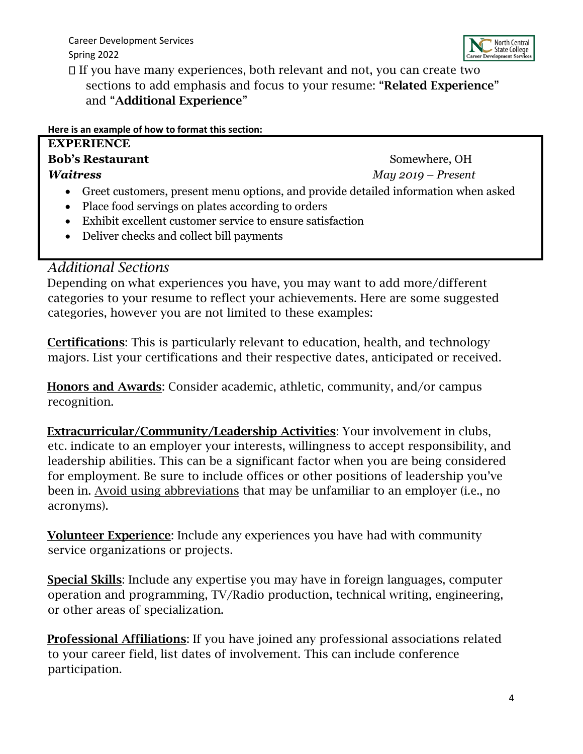- If you have many experiences, both relevant and not, you can create two sections to add emphasis and focus to your resume: "**Related Experience**" and "**Additional Experience**"

**Here is an example of how to format this section:**

**EXPERIENCE**
**Bob's Restaurant** Somewhere, OH
***Waitress*** *May 2019 – Present*

- Greet customers, present menu options, and provide detailed information when asked
- Place food servings on plates according to orders
- Exhibit excellent customer service to ensure satisfaction
- Deliver checks and collect bill payments

## *Additional Sections*

Depending on what experiences you have, you may want to add more/different categories to your resume to reflect your achievements. Here are some suggested categories, however you are not limited to these examples:

**Certifications**: This is particularly relevant to education, health, and technology majors. List your certifications and their respective dates, anticipated or received.

**Honors and Awards**: Consider academic, athletic, community, and/or campus recognition.

**Extracurricular/Community/Leadership Activities**: Your involvement in clubs, etc. indicate to an employer your interests, willingness to accept responsibility, and leadership abilities. This can be a significant factor when you are being considered for employment. Be sure to include offices or other positions of leadership you've been in. Avoid using abbreviations that may be unfamiliar to an employer (i.e., no acronyms).

**Volunteer Experience**: Include any experiences you have had with community service organizations or projects.

**Special Skills**: Include any expertise you may have in foreign languages, computer operation and programming, TV/Radio production, technical writing, engineering, or other areas of specialization.

**Professional Affiliations**: If you have joined any professional associations related to your career field, list dates of involvement. This can include conference participation.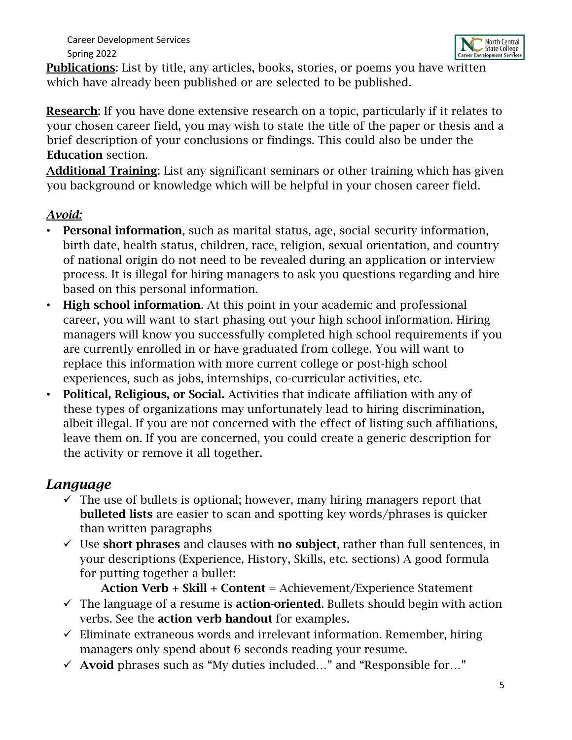**Publications**: List by title, any articles, books, stories, or poems you have written which have already been published or are selected to be published.

**Research**: If you have done extensive research on a topic, particularly if it relates to your chosen career field, you may wish to state the title of the paper or thesis and a brief description of your conclusions or findings. This could also be under the **Education** section.

**Additional Training**: List any significant seminars or other training which has given you background or knowledge which will be helpful in your chosen career field.

***Avoid:***

- **Personal information**, such as marital status, age, social security information, birth date, health status, children, race, religion, sexual orientation, and country of national origin do not need to be revealed during an application or interview process. It is illegal for hiring managers to ask you questions regarding and hire based on this personal information.
- **High school information**. At this point in your academic and professional career, you will want to start phasing out your high school information. Hiring managers will know you successfully completed high school requirements if you are currently enrolled in or have graduated from college. You will want to replace this information with more current college or post-high school experiences, such as jobs, internships, co-curricular activities, etc.
- **Political, Religious, or Social.** Activities that indicate affiliation with any of these types of organizations may unfortunately lead to hiring discrimination, albeit illegal. If you are not concerned with the effect of listing such affiliations, leave them on. If you are concerned, you could create a generic description for the activity or remove it all together.

## *Language*

- ✓ The use of bullets is optional; however, many hiring managers report that **bulleted lists** are easier to scan and spotting key words/phrases is quicker than written paragraphs
- ✓ Use **short phrases** and clauses with **no subject**, rather than full sentences, in your descriptions (Experience, History, Skills, etc. sections) A good formula for putting together a bullet:

  **Action Verb** + **Skill** + **Content** = Achievement/Experience Statement
- ✓ The language of a resume is **action-oriented**. Bullets should begin with action verbs. See the **action verb handout** for examples.
- ✓ Eliminate extraneous words and irrelevant information. Remember, hiring managers only spend about 6 seconds reading your resume.
- ✓ **Avoid** phrases such as "My duties included…" and "Responsible for…"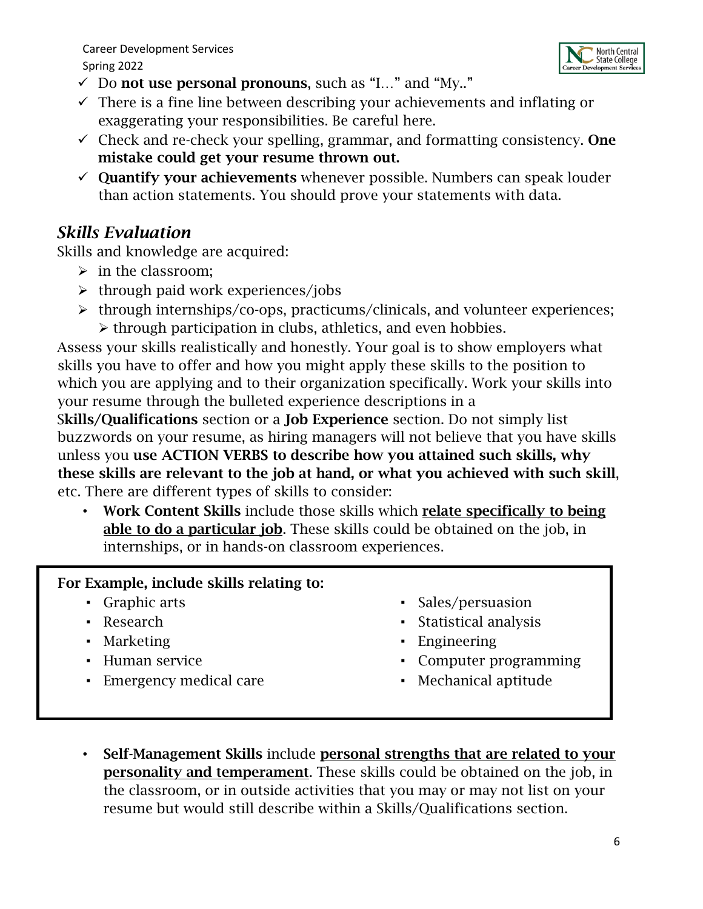- ✓ Do **not use personal pronouns**, such as "I…" and "My.."
- ✓ There is a fine line between describing your achievements and inflating or exaggerating your responsibilities. Be careful here.
- ✓ Check and re-check your spelling, grammar, and formatting consistency. **One mistake could get your resume thrown out.**
- ✓ **Quantify your achievements** whenever possible. Numbers can speak louder than action statements. You should prove your statements with data.

## *Skills Evaluation*

Skills and knowledge are acquired:

- in the classroom;
- through paid work experiences/jobs
- through internships/co-ops, practicums/clinicals, and volunteer experiences;
- through participation in clubs, athletics, and even hobbies.

Assess your skills realistically and honestly. Your goal is to show employers what skills you have to offer and how you might apply these skills to the position to which you are applying and to their organization specifically. Work your skills into your resume through the bulleted experience descriptions in a **Skills/Qualifications** section or a **Job Experience** section. Do not simply list buzzwords on your resume, as hiring managers will not believe that you have skills unless you **use ACTION VERBS to describe how you attained such skills, why these skills are relevant to the job at hand, or what you achieved with such skill**, etc. There are different types of skills to consider:

- **Work Content Skills** include those skills which **<u>relate specifically to being able to do a particular job</u>**. These skills could be obtained on the job, in internships, or in hands-on classroom experiences.

**For Example, include skills relating to:**

- Graphic arts
- Research
- Marketing
- Human service
- Emergency medical care
- Sales/persuasion
- Statistical analysis
- Engineering
- Computer programming
- Mechanical aptitude

- **Self-Management Skills** include **<u>personal strengths that are related to your personality and temperament</u>**. These skills could be obtained on the job, in the classroom, or in outside activities that you may or may not list on your resume but would still describe within a Skills/Qualifications section.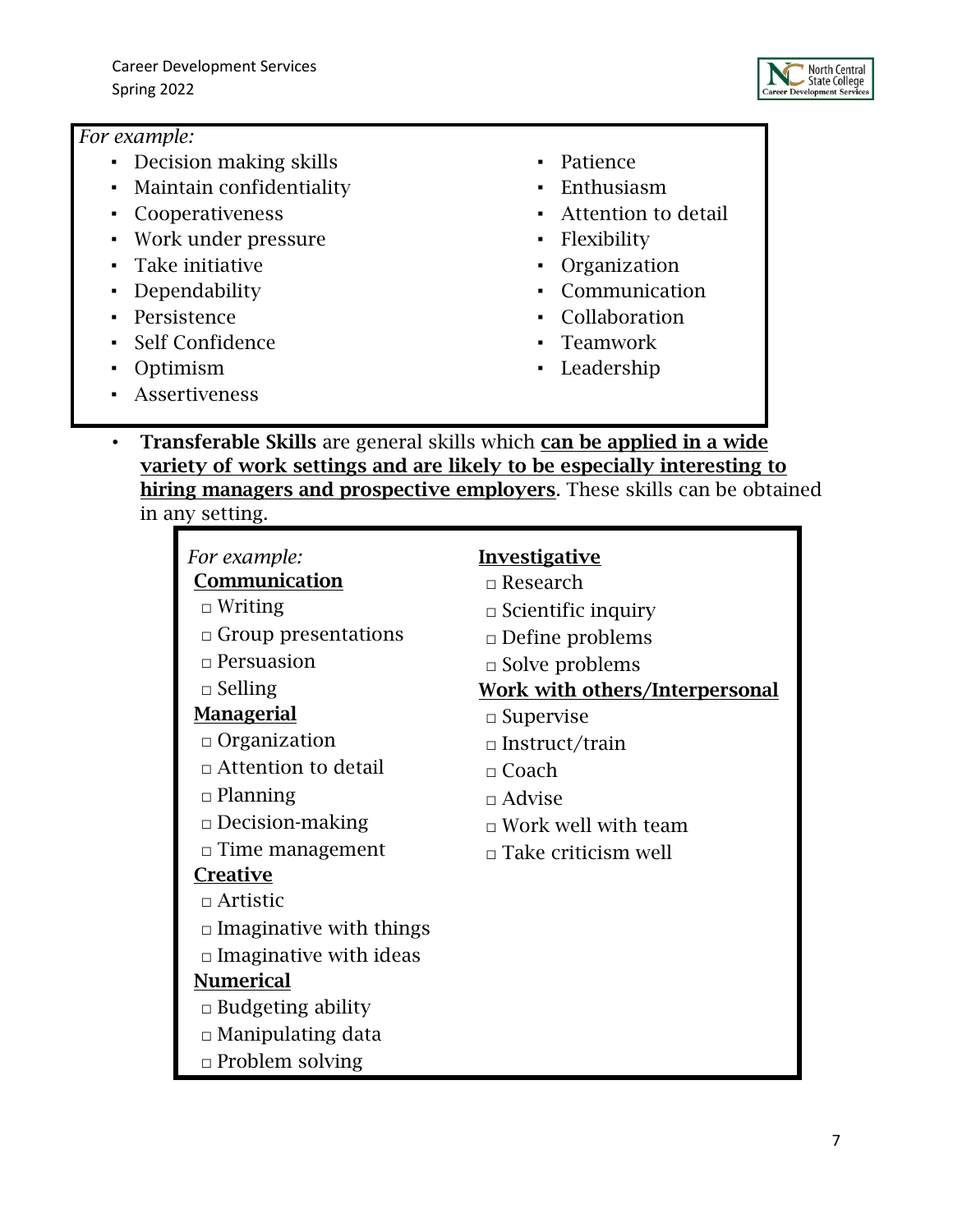*For example:*

- Decision making skills
- Maintain confidentiality
- Cooperativeness
- Work under pressure
- Take initiative
- Dependability
- Persistence
- Self Confidence
- Optimism
- Assertiveness
- Patience
- Enthusiasm
- Attention to detail
- Flexibility
- Organization
- Communication
- Collaboration
- Teamwork
- Leadership

- **Transferable Skills** are general skills which **<u>can be applied in a wide variety of work settings and are likely to be especially interesting to hiring managers and prospective employers</u>**. These skills can be obtained in any setting.

*For example:*

**<u>Communication</u>**

- □ Writing
- □ Group presentations
- □ Persuasion
- □ Selling

**<u>Managerial</u>**

- □ Organization
- □ Attention to detail
- □ Planning
- □ Decision-making
- □ Time management

**<u>Creative</u>**

- □ Artistic
- □ Imaginative with things
- □ Imaginative with ideas

**<u>Numerical</u>**

- □ Budgeting ability
- □ Manipulating data
- □ Problem solving

**<u>Investigative</u>**

- □ Research
- □ Scientific inquiry
- □ Define problems
- □ Solve problems

**<u>Work with others/Interpersonal</u>**

- □ Supervise
- □ Instruct/train
- □ Coach
- □ Advise
- □ Work well with team
- □ Take criticism well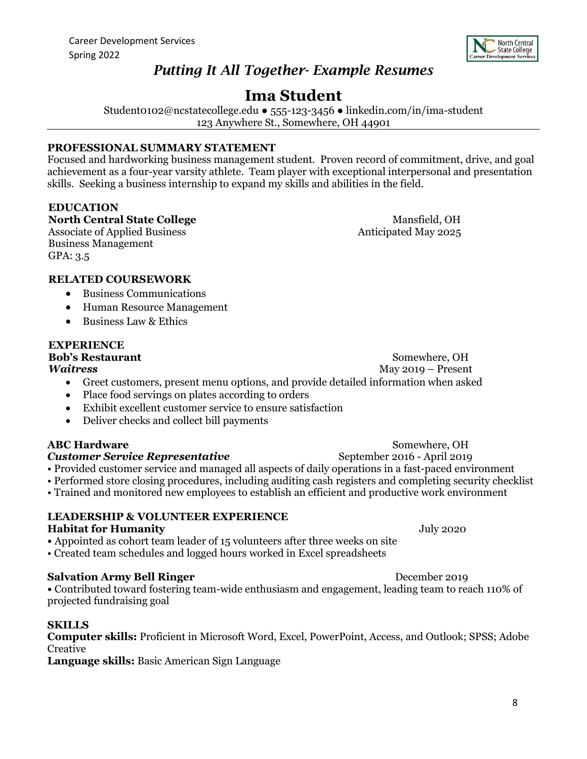Career Development Services
Spring 2022

## *Putting It All Together- Example Resumes*

# Ima Student

Student0102@ncstatecollege.edu ● 555-123-3456 ● linkedin.com/in/ima-student
123 Anywhere St., Somewhere, OH 44901

---

**PROFESSIONAL SUMMARY STATEMENT**

Focused and hardworking business management student. Proven record of commitment, drive, and goal achievement as a four-year varsity athlete. Team player with exceptional interpersonal and presentation skills. Seeking a business internship to expand my skills and abilities in the field.

**EDUCATION**

**North Central State College** — Mansfield, OH
Associate of Applied Business — Anticipated May 2025
Business Management
GPA: 3.5

**RELATED COURSEWORK**

- Business Communications
- Human Resource Management
- Business Law & Ethics

**EXPERIENCE**

**Bob's Restaurant** — Somewhere, OH
***Waitress*** — May 2019 – Present

- Greet customers, present menu options, and provide detailed information when asked
- Place food servings on plates according to orders
- Exhibit excellent customer service to ensure satisfaction
- Deliver checks and collect bill payments

**ABC Hardware** — Somewhere, OH
***Customer Service Representative*** — September 2016 - April 2019

- Provided customer service and managed all aspects of daily operations in a fast-paced environment
- Performed store closing procedures, including auditing cash registers and completing security checklist
- Trained and monitored new employees to establish an efficient and productive work environment

**LEADERSHIP & VOLUNTEER EXPERIENCE**

**Habitat for Humanity** — July 2020

- Appointed as cohort team leader of 15 volunteers after three weeks on site
- Created team schedules and logged hours worked in Excel spreadsheets

**Salvation Army Bell Ringer** — December 2019

- Contributed toward fostering team-wide enthusiasm and engagement, leading team to reach 110% of projected fundraising goal

**SKILLS**

**Computer skills:** Proficient in Microsoft Word, Excel, PowerPoint, Access, and Outlook; SPSS; Adobe Creative
**Language skills:** Basic American Sign Language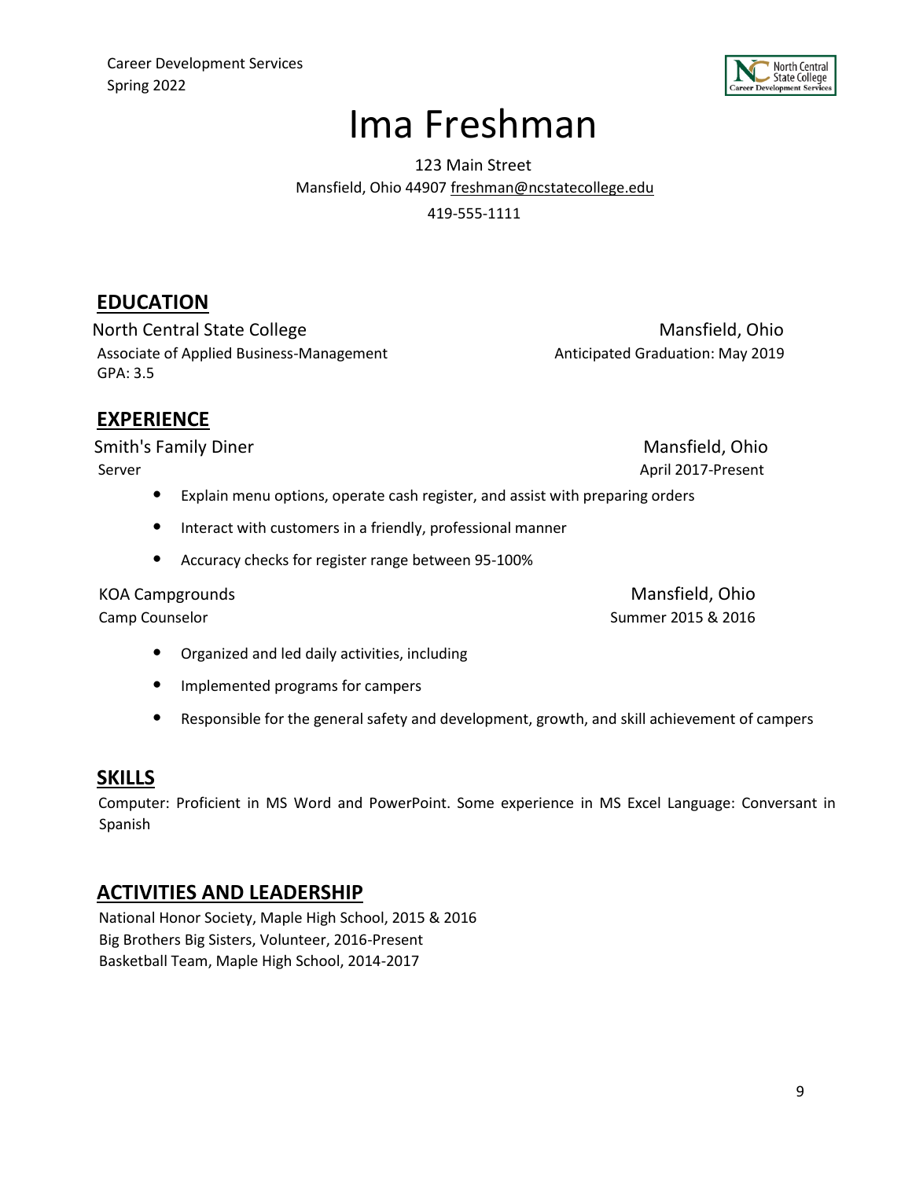# Ima Freshman

123 Main Street
Mansfield, Ohio 44907 freshman@ncstatecollege.edu
419-555-1111

## EDUCATION

North Central State College — Mansfield, Ohio
Associate of Applied Business-Management — Anticipated Graduation: May 2019
GPA: 3.5

## EXPERIENCE

Smith's Family Diner — Mansfield, Ohio
Server — April 2017-Present

- Explain menu options, operate cash register, and assist with preparing orders
- Interact with customers in a friendly, professional manner
- Accuracy checks for register range between 95-100%

KOA Campgrounds — Mansfield, Ohio
Camp Counselor — Summer 2015 & 2016

- Organized and led daily activities, including
- Implemented programs for campers
- Responsible for the general safety and development, growth, and skill achievement of campers

## SKILLS

Computer: Proficient in MS Word and PowerPoint. Some experience in MS Excel Language: Conversant in Spanish

## ACTIVITIES AND LEADERSHIP

National Honor Society, Maple High School, 2015 & 2016
Big Brothers Big Sisters, Volunteer, 2016-Present
Basketball Team, Maple High School, 2014-2017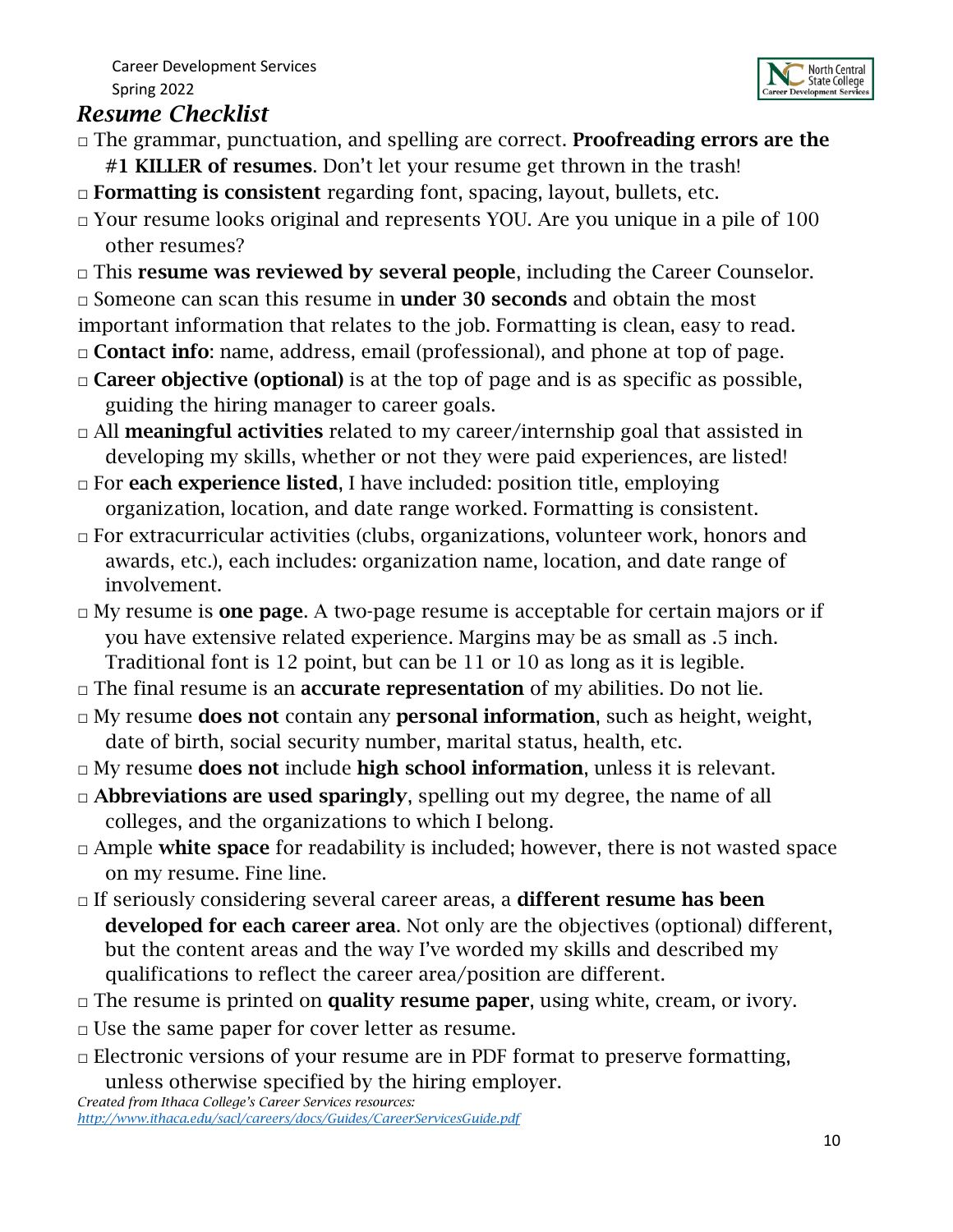Career Development Services
Spring 2022

North Central State College
Career Development Services

## *Resume Checklist*

□ The grammar, punctuation, and spelling are correct. **Proofreading errors are the #1 KILLER of resumes**. Don't let your resume get thrown in the trash!

□ **Formatting is consistent** regarding font, spacing, layout, bullets, etc.

□ Your resume looks original and represents YOU. Are you unique in a pile of 100 other resumes?

□ This **resume was reviewed by several people**, including the Career Counselor.

□ Someone can scan this resume in **under 30 seconds** and obtain the most important information that relates to the job. Formatting is clean, easy to read.

□ **Contact info**: name, address, email (professional), and phone at top of page.

□ **Career objective (optional)** is at the top of page and is as specific as possible, guiding the hiring manager to career goals.

□ All **meaningful activities** related to my career/internship goal that assisted in developing my skills, whether or not they were paid experiences, are listed!

□ For **each experience listed**, I have included: position title, employing organization, location, and date range worked. Formatting is consistent.

□ For extracurricular activities (clubs, organizations, volunteer work, honors and awards, etc.), each includes: organization name, location, and date range of involvement.

□ My resume is **one page**. A two-page resume is acceptable for certain majors or if you have extensive related experience. Margins may be as small as .5 inch. Traditional font is 12 point, but can be 11 or 10 as long as it is legible.

□ The final resume is an **accurate representation** of my abilities. Do not lie.

□ My resume **does not** contain any **personal information**, such as height, weight, date of birth, social security number, marital status, health, etc.

□ My resume **does not** include **high school information**, unless it is relevant.

□ **Abbreviations are used sparingly**, spelling out my degree, the name of all colleges, and the organizations to which I belong.

□ Ample **white space** for readability is included; however, there is not wasted space on my resume. Fine line.

□ If seriously considering several career areas, a **different resume has been developed for each career area**. Not only are the objectives (optional) different, but the content areas and the way I've worded my skills and described my qualifications to reflect the career area/position are different.

□ The resume is printed on **quality resume paper**, using white, cream, or ivory.

□ Use the same paper for cover letter as resume.

□ Electronic versions of your resume are in PDF format to preserve formatting, unless otherwise specified by the hiring employer.

*Created from Ithaca College's Career Services resources:*
*http://www.ithaca.edu/sacl/careers/docs/Guides/CareerServicesGuide.pdf*